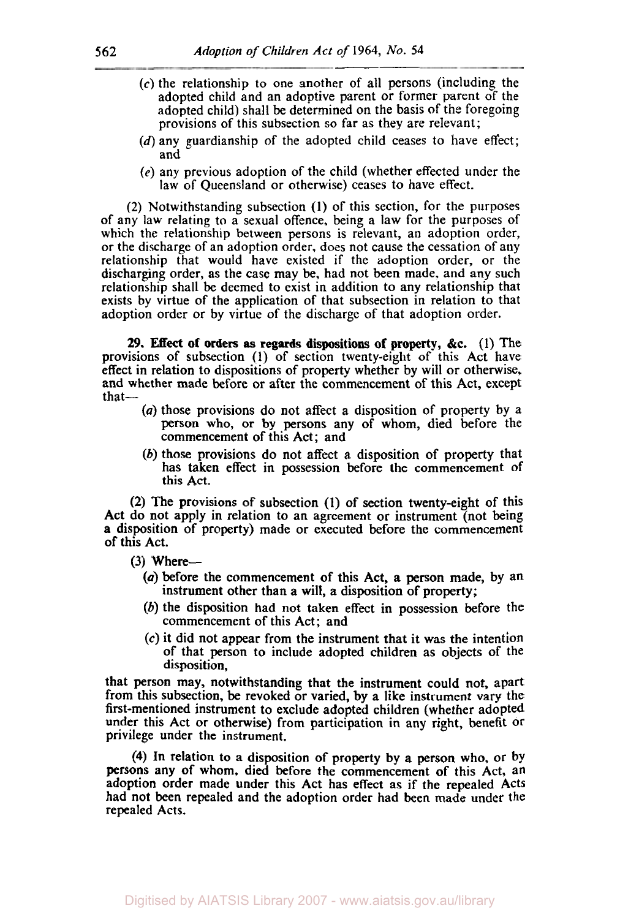(*c*) the relationship to one another of all persons (including the adopted child and an adoptive parent or former parent of the adopted child) shall be determined on the basis of the foregoing provisions of this subsection so far as they are relevant;

(*d*) any guardianship of the adopted child ceases to have effect; and

(*e*) any previous adoption of the child (whether effected under the law of Queensland or otherwise) ceases to have effect.

(2) Notwithstanding subsection (1) of this section, for the purposes of any law relating to a sexual offence, being a law for the purposes of which the relationship between persons is relevant, an adoption order, or the discharge of an adoption order, does not cause the cessation of any relationship that would have existed if the adoption order, or the discharging order, as the case may be, had not been made, and any such relationship shall be deemed to exist in addition to any relationship that exists by virtue of the application of that subsection in relation to that adoption order or by virtue of the discharge of that adoption order.

**29. Effect of orders as regards dispositions of property, &c.** (1) The provisions of subsection (1) of section twenty-eight of this Act have effect in relation to dispositions of property whether by will or otherwise, and whether made before or after the commencement of this Act, except that—

(*a*) those provisions do not affect a disposition of property by a person who, or by persons any of whom, died before the commencement of this Act; and

(*b*) those provisions do not affect a disposition of property that has taken effect in possession before the commencement of this Act.

(2) The provisions of subsection (1) of section twenty-eight of this Act do not apply in relation to an agreement or instrument (not being a disposition of property) made or executed before the commencement of this Act.

(3) Where—

(*a*) before the commencement of this Act, a person made, by an instrument other than a will, a disposition of property;

(*b*) the disposition had not taken effect in possession before the commencement of this Act; and

(*c*) it did not appear from the instrument that it was the intention of that person to include adopted children as objects of the disposition,

that person may, notwithstanding that the instrument could not, apart from this subsection, be revoked or varied, by a like instrument vary the first-mentioned instrument to exclude adopted children (whether adopted under this Act or otherwise) from participation in any right, benefit or privilege under the instrument.

(4) In relation to a disposition of property by a person who, or by persons any of whom, died before the commencement of this Act, an adoption order made under this Act has effect as if the repealed Acts had not been repealed and the adoption order had been made under the repealed Acts.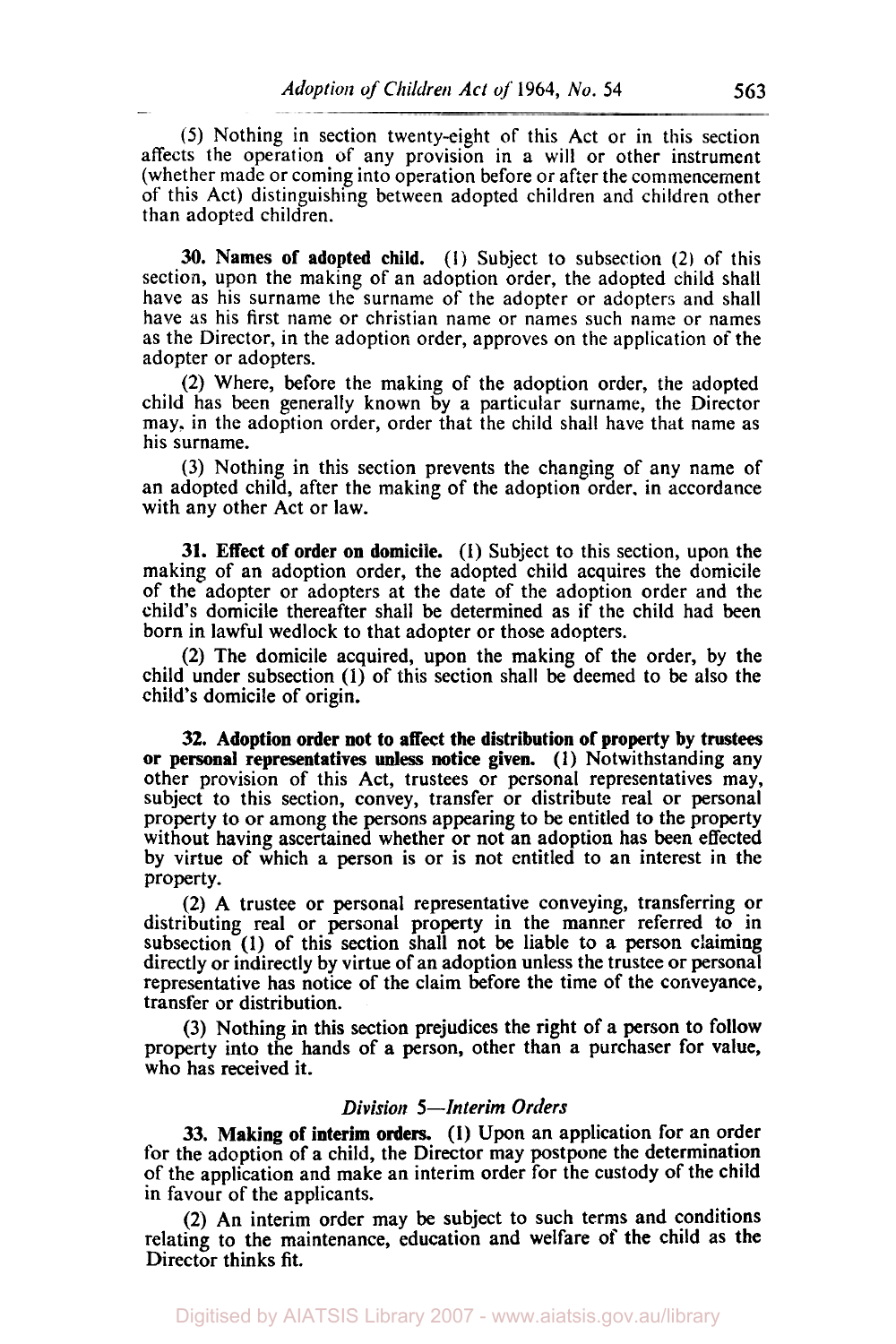(5) Nothing in section twenty-eight of this Act or in this section affects the operation of any provision in a will or other instrument (whether made or coming into operation before or after the commencement of this Act) distinguishing between adopted children and children other than adopted children.

**30. Names of adopted child.** (1) Subject to subsection (2) of this section, upon the making of an adoption order, the adopted child shall have as his surname the surname of the adopter or adopters and shall have as his first name or christian name or names such name or names as the Director, in the adoption order, approves on the application of the adopter or adopters.

(2) Where, before the making of the adoption order, the adopted child has been generally known by a particular surname, the Director may, in the adoption order, order that the child shall have that name as his surname.

(3) Nothing in this section prevents the changing of any name of an adopted child, after the making of the adoption order, in accordance with any other Act or law.

**31. Effect of order on domicile.** (1) Subject to this section, upon the making of an adoption order, the adopted child acquires the domicile of the adopter or adopters at the date of the adoption order and the child's domicile thereafter shall be determined as if the child had been born in lawful wedlock to that adopter or those adopters.

(2) The domicile acquired, upon the making of the order, by the child under subsection (1) of this section shall be deemed to be also the child's domicile of origin.

**32. Adoption order not to affect the distribution of property by trustees or personal representatives unless notice given.** (1) Notwithstanding any other provision of this Act, trustees or personal representatives may, subject to this section, convey, transfer or distribute real or personal property to or among the persons appearing to be entitled to the property without having ascertained whether or not an adoption has been effected by virtue of which a person is or is not entitled to an interest in the property.

(2) A trustee or personal representative conveying, transferring or distributing real or personal property in the manner referred to in subsection (1) of this section shall not be liable to a person claiming directly or indirectly by virtue of an adoption unless the trustee or personal representative has notice of the claim before the time of the conveyance, transfer or distribution.

(3) Nothing in this section prejudices the right of a person to follow property into the hands of a person, other than a purchaser for value, who has received it.

*Division 5—Interim Orders*

**33. Making of interim orders.** (1) Upon an application for an order for the adoption of a child, the Director may postpone the determination of the application and make an interim order for the custody of the child in favour of the applicants.

(2) An interim order may be subject to such terms and conditions relating to the maintenance, education and welfare of the child as the Director thinks fit.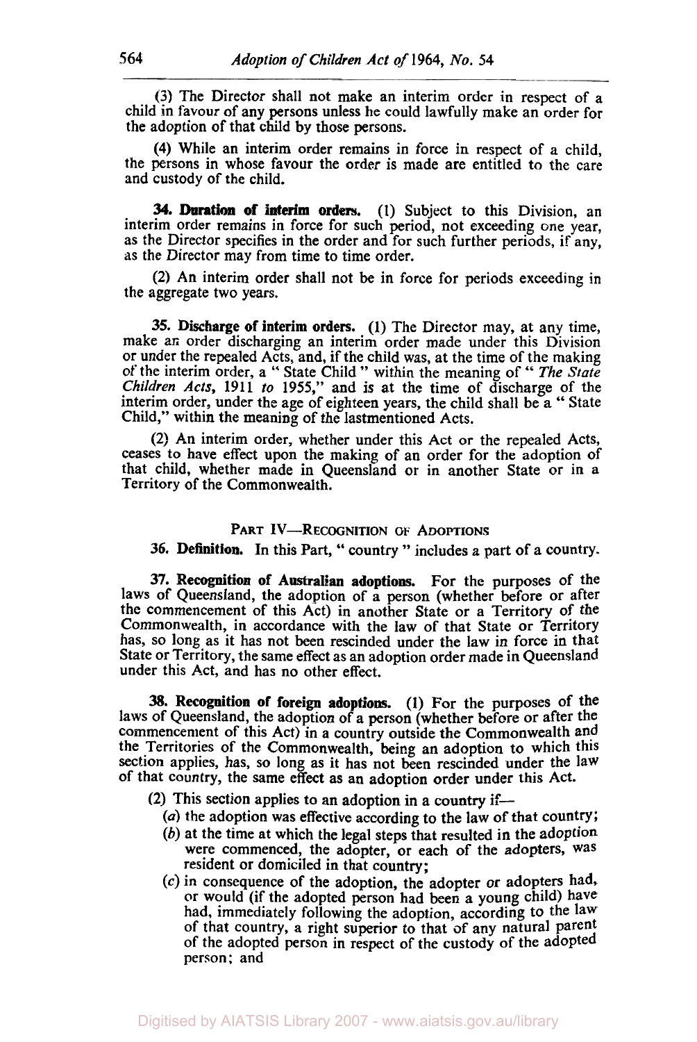(3) The Director shall not make an interim order in respect of a child in favour of any persons unless he could lawfully make an order for the adoption of that child by those persons.

(4) While an interim order remains in force in respect of a child, the persons in whose favour the order is made are entitled to the care and custody of the child.

**34. Duration of interim orders.** (1) Subject to this Division, an interim order remains in force for such period, not exceeding one year, as the Director specifies in the order and for such further periods, if any, as the Director may from time to time order.

(2) An interim order shall not be in force for periods exceeding in the aggregate two years.

**35. Discharge of interim orders.** (1) The Director may, at any time, make an order discharging an interim order made under this Division or under the repealed Acts, and, if the child was, at the time of the making of the interim order, a " State Child " within the meaning of " *The State Children Acts*, 1911 *to* 1955," and is at the time of discharge of the interim order, under the age of eighteen years, the child shall be a " State Child," within the meaning of the lastmentioned Acts.

(2) An interim order, whether under this Act or the repealed Acts, ceases to have effect upon the making of an order for the adoption of that child, whether made in Queensland or in another State or in a Territory of the Commonwealth.

## PART IV—RECOGNITION OF ADOPTIONS

**36. Definition.** In this Part, " country " includes a part of a country.

**37. Recognition of Australian adoptions.** For the purposes of the laws of Queensland, the adoption of a person (whether before or after the commencement of this Act) in another State or a Territory of the Commonwealth, in accordance with the law of that State or Territory has, so long as it has not been rescinded under the law in force in that State or Territory, the same effect as an adoption order made in Queensland under this Act, and has no other effect.

**38. Recognition of foreign adoptions.** (1) For the purposes of the laws of Queensland, the adoption of a person (whether before or after the commencement of this Act) in a country outside the Commonwealth and the Territories of the Commonwealth, being an adoption to which this section applies, has, so long as it has not been rescinded under the law of that country, the same effect as an adoption order under this Act.

(2) This section applies to an adoption in a country if—

(*a*) the adoption was effective according to the law of that country;

(*b*) at the time at which the legal steps that resulted in the adoption were commenced, the adopter, or each of the adopters, was resident or domiciled in that country;

(*c*) in consequence of the adoption, the adopter or adopters had, or would (if the adopted person had been a young child) have had, immediately following the adoption, according to the law of that country, a right superior to that of any natural parent of the adopted person in respect of the custody of the adopted person; and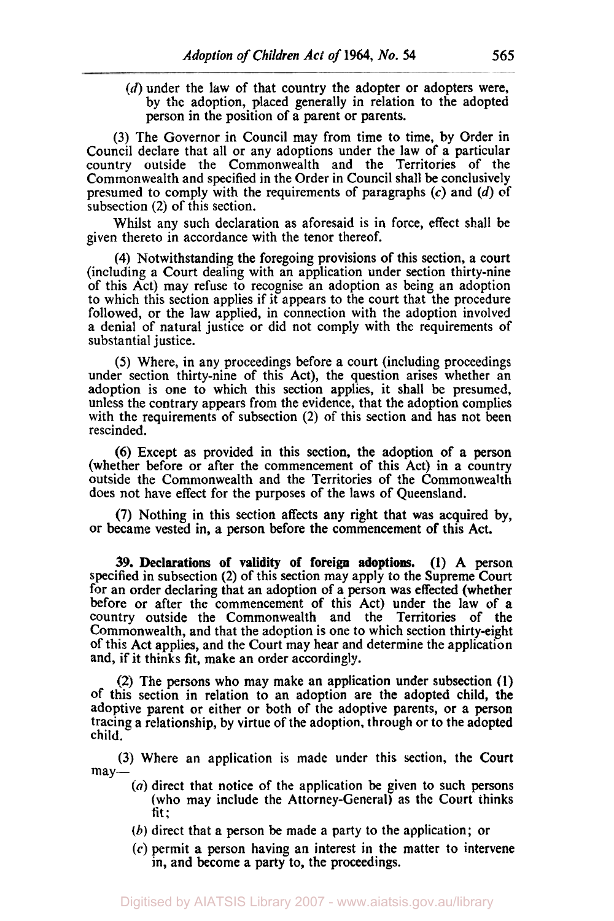(*d*) under the law of that country the adopter or adopters were, by the adoption, placed generally in relation to the adopted person in the position of a parent or parents.

(3) The Governor in Council may from time to time, by Order in Council declare that all or any adoptions under the law of a particular country outside the Commonwealth and the Territories of the Commonwealth and specified in the Order in Council shall be conclusively presumed to comply with the requirements of paragraphs (*c*) and (*d*) of subsection (2) of this section.

Whilst any such declaration as aforesaid is in force, effect shall be given thereto in accordance with the tenor thereof.

(4) Notwithstanding the foregoing provisions of this section, a court (including a Court dealing with an application under section thirty-nine of this Act) may refuse to recognise an adoption as being an adoption to which this section applies if it appears to the court that the procedure followed, or the law applied, in connection with the adoption involved a denial of natural justice or did not comply with the requirements of substantial justice.

(5) Where, in any proceedings before a court (including proceedings under section thirty-nine of this Act), the question arises whether an adoption is one to which this section applies, it shall be presumed, unless the contrary appears from the evidence, that the adoption complies with the requirements of subsection (2) of this section and has not been rescinded.

(6) Except as provided in this section, the adoption of a person (whether before or after the commencement of this Act) in a country outside the Commonwealth and the Territories of the Commonwealth does not have effect for the purposes of the laws of Queensland.

(7) Nothing in this section affects any right that was acquired by, or became vested in, a person before the commencement of this Act.

**39. Declarations of validity of foreign adoptions.** (1) A person specified in subsection (2) of this section may apply to the Supreme Court for an order declaring that an adoption of a person was effected (whether before or after the commencement of this Act) under the law of a country outside the Commonwealth and the Territories of the Commonwealth, and that the adoption is one to which section thirty-eight of this Act applies, and the Court may hear and determine the application and, if it thinks fit, make an order accordingly.

(2) The persons who may make an application under subsection (1) of this section in relation to an adoption are the adopted child, the adoptive parent or either or both of the adoptive parents, or a person tracing a relationship, by virtue of the adoption, through or to the adopted child.

(3) Where an application is made under this section, the Court may—

(*a*) direct that notice of the application be given to such persons (who may include the Attorney-General) as the Court thinks fit;

(*b*) direct that a person be made a party to the application; or

(*c*) permit a person having an interest in the matter to intervene in, and become a party to, the proceedings.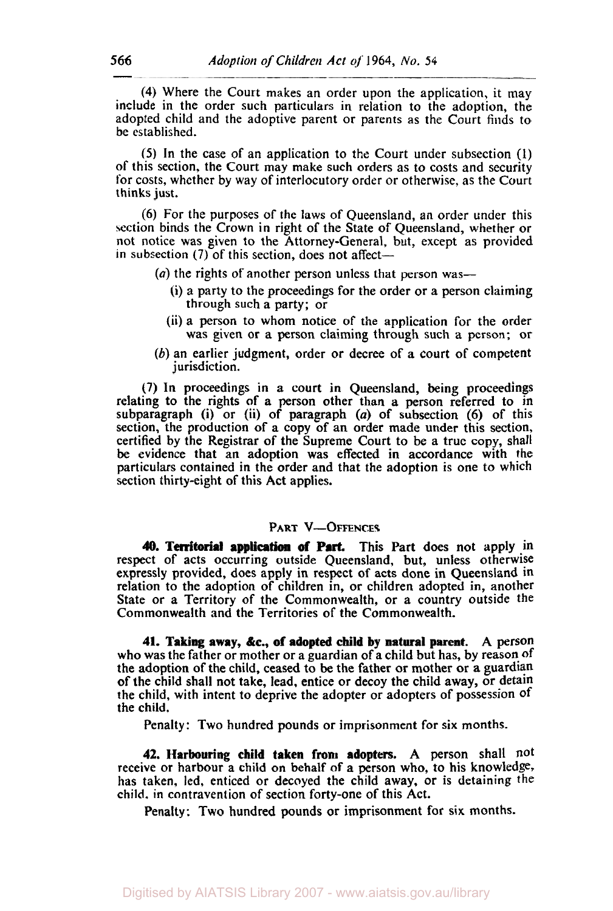(4) Where the Court makes an order upon the application, it may include in the order such particulars in relation to the adoption, the adopted child and the adoptive parent or parents as the Court finds to be established.

(5) In the case of an application to the Court under subsection (1) of this section, the Court may make such orders as to costs and security for costs, whether by way of interlocutory order or otherwise, as the Court thinks just.

(6) For the purposes of the laws of Queensland, an order under this section binds the Crown in right of the State of Queensland, whether or not notice was given to the Attorney-General, but, except as provided in subsection (7) of this section, does not affect—

(*a*) the rights of another person unless that person was—

(i) a party to the proceedings for the order or a person claiming through such a party; or

(ii) a person to whom notice of the application for the order was given or a person claiming through such a person; or

(*b*) an earlier judgment, order or decree of a court of competent jurisdiction.

(7) In proceedings in a court in Queensland, being proceedings relating to the rights of a person other than a person referred to in subparagraph (i) or (ii) of paragraph (*a*) of subsection (6) of this section, the production of a copy of an order made under this section, certified by the Registrar of the Supreme Court to be a true copy, shall be evidence that an adoption was effected in accordance with the particulars contained in the order and that the adoption is one to which section thirty-eight of this Act applies.

## PART V—OFFENCES

**40. Territorial application of Part.** This Part does not apply in respect of acts occurring outside Queensland, but, unless otherwise expressly provided, does apply in respect of acts done in Queensland in relation to the adoption of children in, or children adopted in, another State or a Territory of the Commonwealth, or a country outside the Commonwealth and the Territories of the Commonwealth.

**41. Taking away, &c., of adopted child by natural parent.** A person who was the father or mother or a guardian of a child but has, by reason of the adoption of the child, ceased to be the father or mother or a guardian of the child shall not take, lead, entice or decoy the child away, or detain the child, with intent to deprive the adopter or adopters of possession of the child.

Penalty: Two hundred pounds or imprisonment for six months.

**42. Harbouring child taken from adopters.** A person shall not receive or harbour a child on behalf of a person who, to his knowledge, has taken, led, enticed or decoyed the child away, or is detaining the child, in contravention of section forty-one of this Act.

Penalty: Two hundred pounds or imprisonment for six months.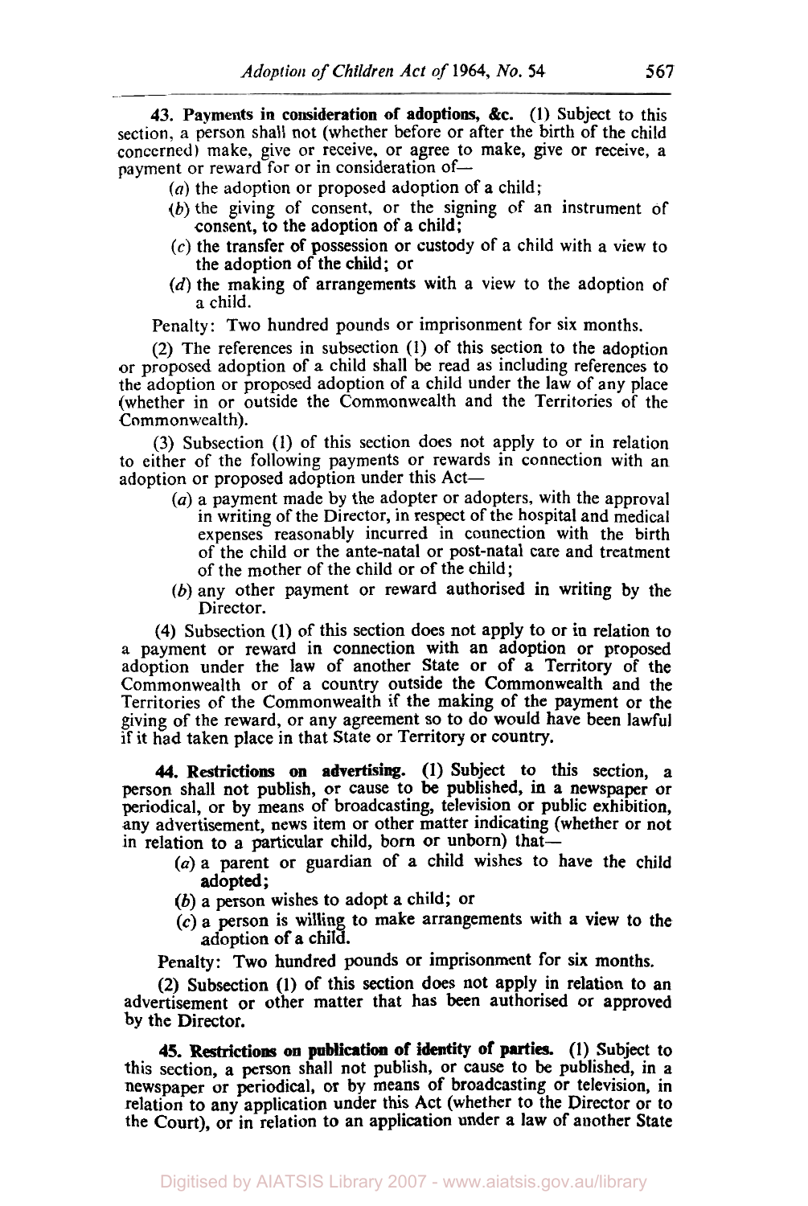**43. Payments in consideration of adoptions, &c.** (1) Subject to this section, a person shall not (whether before or after the birth of the child concerned) make, give or receive, or agree to make, give or receive, a payment or reward for or in consideration of—

- (*a*) the adoption or proposed adoption of a child;
- (*b*) the giving of consent, or the signing of an instrument of consent, to the adoption of a child;
- (*c*) the transfer of possession or custody of a child with a view to the adoption of the child; or
- (*d*) the making of arrangements with a view to the adoption of a child.

Penalty: Two hundred pounds or imprisonment for six months.

(2) The references in subsection (1) of this section to the adoption or proposed adoption of a child shall be read as including references to the adoption or proposed adoption of a child under the law of any place (whether in or outside the Commonwealth and the Territories of the Commonwealth).

(3) Subsection (1) of this section does not apply to or in relation to either of the following payments or rewards in connection with an adoption or proposed adoption under this Act—

- (*a*) a payment made by the adopter or adopters, with the approval in writing of the Director, in respect of the hospital and medical expenses reasonably incurred in connection with the birth of the child or the ante-natal or post-natal care and treatment of the mother of the child or of the child;
- (*b*) any other payment or reward authorised in writing by the Director.

(4) Subsection (1) of this section does not apply to or in relation to a payment or reward in connection with an adoption or proposed adoption under the law of another State or of a Territory of the Commonwealth or of a country outside the Commonwealth and the Territories of the Commonwealth if the making of the payment or the giving of the reward, or any agreement so to do would have been lawful if it had taken place in that State or Territory or country.

**44. Restrictions on advertising.** (1) Subject to this section, a person shall not publish, or cause to be published, in a newspaper or periodical, or by means of broadcasting, television or public exhibition, any advertisement, news item or other matter indicating (whether or not in relation to a particular child, born or unborn) that—

- (*a*) a parent or guardian of a child wishes to have the child adopted;
- (*b*) a person wishes to adopt a child; or
- (*c*) a person is willing to make arrangements with a view to the adoption of a child.

Penalty: Two hundred pounds or imprisonment for six months.

(2) Subsection (1) of this section does not apply in relation to an advertisement or other matter that has been authorised or approved by the Director.

**45. Restrictions on publication of identity of parties.** (1) Subject to this section, a person shall not publish, or cause to be published, in a newspaper or periodical, or by means of broadcasting or television, in relation to any application under this Act (whether to the Director or to the Court), or in relation to an application under a law of another State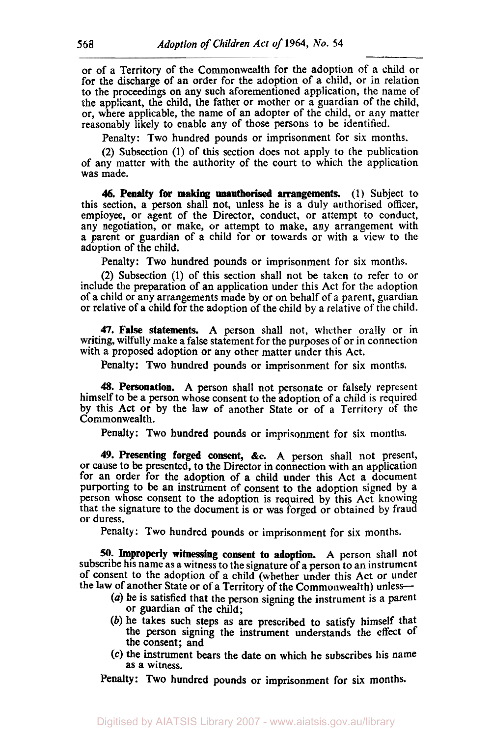or of a Territory of the Commonwealth for the adoption of a child or for the discharge of an order for the adoption of a child, or in relation to the proceedings on any such aforementioned application, the name of the applicant, the child, the father or mother or a guardian of the child, or, where applicable, the name of an adopter of the child, or any matter reasonably likely to enable any of those persons to be identified.

Penalty: Two hundred pounds or imprisonment for six months.

(2) Subsection (1) of this section does not apply to the publication of any matter with the authority of the court to which the application was made.

**46. Penalty for making unauthorised arrangements.** (1) Subject to this section, a person shall not, unless he is a duly authorised officer, employee, or agent of the Director, conduct, or attempt to conduct, any negotiation, or make, or attempt to make, any arrangement with a parent or guardian of a child for or towards or with a view to the adoption of the child.

Penalty: Two hundred pounds or imprisonment for six months.

(2) Subsection (1) of this section shall not be taken to refer to or include the preparation of an application under this Act for the adoption of a child or any arrangements made by or on behalf of a parent, guardian or relative of a child for the adoption of the child by a relative of the child.

**47. False statements.** A person shall not, whether orally or in writing, wilfully make a false statement for the purposes of or in connection with a proposed adoption or any other matter under this Act.

Penalty: Two hundred pounds or imprisonment for six months.

**48. Personation.** A person shall not personate or falsely represent himself to be a person whose consent to the adoption of a child is required by this Act or by the law of another State or of a Territory of the Commonwealth.

Penalty: Two hundred pounds or imprisonment for six months.

**49. Presenting forged consent, &c.** A person shall not present, or cause to be presented, to the Director in connection with an application for an order for the adoption of a child under this Act a document purporting to be an instrument of consent to the adoption signed by a person whose consent to the adoption is required by this Act knowing that the signature to the document is or was forged or obtained by fraud or duress.

Penalty: Two hundred pounds or imprisonment for six months.

**50. Improperly witnessing consent to adoption.** A person shall not subscribe his name as a witness to the signature of a person to an instrument of consent to the adoption of a child (whether under this Act or under the law of another State or of a Territory of the Commonwealth) unless—

(*a*) he is satisfied that the person signing the instrument is a parent or guardian of the child;

(*b*) he takes such steps as are prescribed to satisfy himself that the person signing the instrument understands the effect of the consent; and

(*c*) the instrument bears the date on which he subscribes his name as a witness.

Penalty: Two hundred pounds or imprisonment for six months.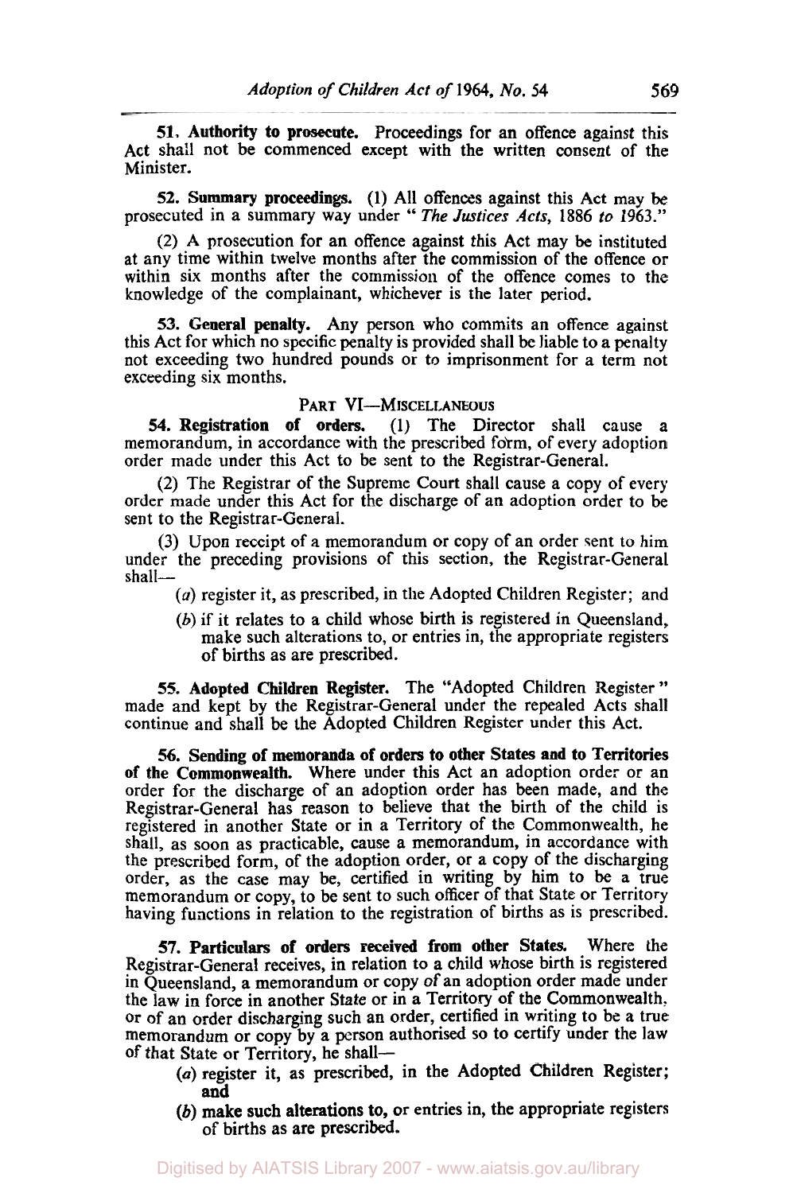**51. Authority to prosecute.** Proceedings for an offence against this Act shall not be commenced except with the written consent of the Minister.

**52. Summary proceedings.** (1) All offences against this Act may be prosecuted in a summary way under "*The Justices Acts*, 1886 *to* 1963."

(2) A prosecution for an offence against this Act may be instituted at any time within twelve months after the commission of the offence or within six months after the commission of the offence comes to the knowledge of the complainant, whichever is the later period.

**53. General penalty.** Any person who commits an offence against this Act for which no specific penalty is provided shall be liable to a penalty not exceeding two hundred pounds or to imprisonment for a term not exceeding six months.

## PART VI—MISCELLANEOUS

**54. Registration of orders.** (1) The Director shall cause a memorandum, in accordance with the prescribed form, of every adoption order made under this Act to be sent to the Registrar-General.

(2) The Registrar of the Supreme Court shall cause a copy of every order made under this Act for the discharge of an adoption order to be sent to the Registrar-General.

(3) Upon receipt of a memorandum or copy of an order sent to him under the preceding provisions of this section, the Registrar-General shall—

- (*a*) register it, as prescribed, in the Adopted Children Register; and
- (*b*) if it relates to a child whose birth is registered in Queensland, make such alterations to, or entries in, the appropriate registers of births as are prescribed.

**55. Adopted Children Register.** The "Adopted Children Register" made and kept by the Registrar-General under the repealed Acts shall continue and shall be the Adopted Children Register under this Act.

**56. Sending of memoranda of orders to other States and to Territories of the Commonwealth.** Where under this Act an adoption order or an order for the discharge of an adoption order has been made, and the Registrar-General has reason to believe that the birth of the child is registered in another State or in a Territory of the Commonwealth, he shall, as soon as practicable, cause a memorandum, in accordance with the prescribed form, of the adoption order, or a copy of the discharging order, as the case may be, certified in writing by him to be a true memorandum or copy, to be sent to such officer of that State or Territory having functions in relation to the registration of births as is prescribed.

**57. Particulars of orders received from other States.** Where the Registrar-General receives, in relation to a child whose birth is registered in Queensland, a memorandum or copy of an adoption order made under the law in force in another State or in a Territory of the Commonwealth, or of an order discharging such an order, certified in writing to be a true memorandum or copy by a person authorised so to certify under the law of that State or Territory, he shall—

- (*a*) register it, as prescribed, in the Adopted Children Register; and
- (*b*) make such alterations to, or entries in, the appropriate registers of births as are prescribed.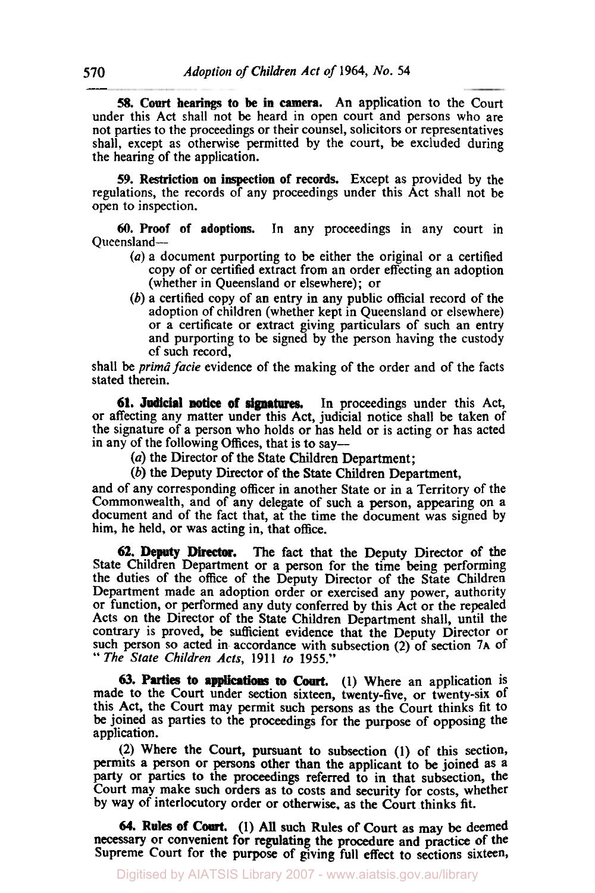**58. Court hearings to be in camera.** An application to the Court under this Act shall not be heard in open court and persons who are not parties to the proceedings or their counsel, solicitors or representatives shall, except as otherwise permitted by the court, be excluded during the hearing of the application.

**59. Restriction on inspection of records.** Except as provided by the regulations, the records of any proceedings under this Act shall not be open to inspection.

**60. Proof of adoptions.** In any proceedings in any court in Queensland—

(*a*) a document purporting to be either the original or a certified copy of or certified extract from an order effecting an adoption (whether in Queensland or elsewhere); or

(*b*) a certified copy of an entry in any public official record of the adoption of children (whether kept in Queensland or elsewhere) or a certificate or extract giving particulars of such an entry and purporting to be signed by the person having the custody of such record,

shall be *primâ facie* evidence of the making of the order and of the facts stated therein.

**61. Judicial notice of signatures.** In proceedings under this Act, or affecting any matter under this Act, judicial notice shall be taken of the signature of a person who holds or has held or is acting or has acted in any of the following Offices, that is to say—

(*a*) the Director of the State Children Department;

(*b*) the Deputy Director of the State Children Department,

and of any corresponding officer in another State or in a Territory of the Commonwealth, and of any delegate of such a person, appearing on a document and of the fact that, at the time the document was signed by him, he held, or was acting in, that office.

**62. Deputy Director.** The fact that the Deputy Director of the State Children Department or a person for the time being performing the duties of the office of the Deputy Director of the State Children Department made an adoption order or exercised any power, authority or function, or performed any duty conferred by this Act or the repealed Acts on the Director of the State Children Department shall, until the contrary is proved, be sufficient evidence that the Deputy Director or such person so acted in accordance with subsection (2) of section 7A of "*The State Children Acts,* 1911 *to* 1955."

**63. Parties to applications to Court.** (1) Where an application is made to the Court under section sixteen, twenty-five, or twenty-six of this Act, the Court may permit such persons as the Court thinks fit to be joined as parties to the proceedings for the purpose of opposing the application.

(2) Where the Court, pursuant to subsection (1) of this section, permits a person or persons other than the applicant to be joined as a party or parties to the proceedings referred to in that subsection, the Court may make such orders as to costs and security for costs, whether by way of interlocutory order or otherwise, as the Court thinks fit.

**64. Rules of Court.** (1) All such Rules of Court as may be deemed necessary or convenient for regulating the procedure and practice of the Supreme Court for the purpose of giving full effect to sections sixteen,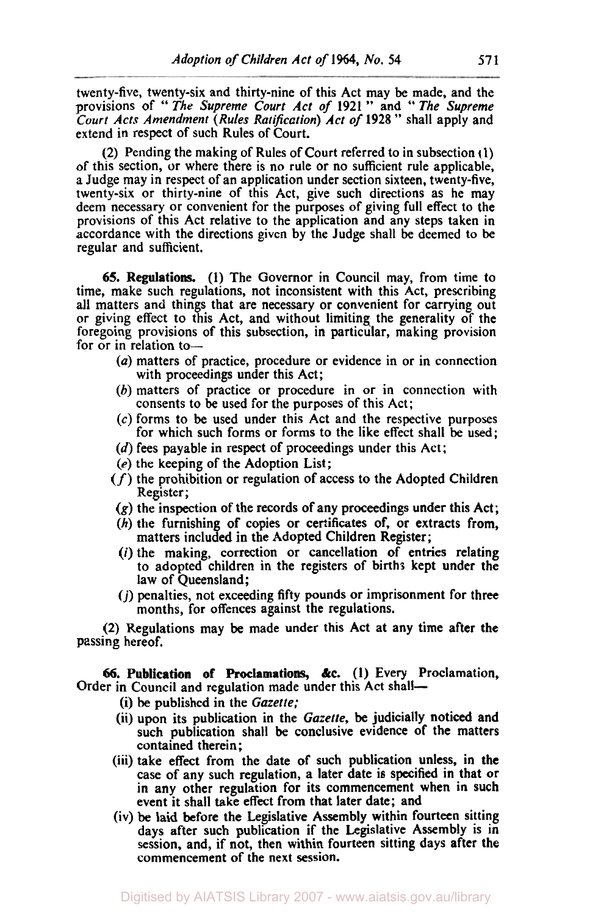twenty-five, twenty-six and thirty-nine of this Act may be made, and the provisions of "*The Supreme Court Act of* 1921" and "*The Supreme Court Acts Amendment* (*Rules Ratification*) *Act of* 1928" shall apply and extend in respect of such Rules of Court.

(2) Pending the making of Rules of Court referred to in subsection (1) of this section, or where there is no rule or no sufficient rule applicable, a Judge may in respect of an application under section sixteen, twenty-five, twenty-six or thirty-nine of this Act, give such directions as he may deem necessary or convenient for the purposes of giving full effect to the provisions of this Act relative to the application and any steps taken in accordance with the directions given by the Judge shall be deemed to be regular and sufficient.

**65. Regulations.** (1) The Governor in Council may, from time to time, make such regulations, not inconsistent with this Act, prescribing all matters and things that are necessary or convenient for carrying out or giving effect to this Act, and without limiting the generality of the foregoing provisions of this subsection, in particular, making provision for or in relation to—

- (*a*) matters of practice, procedure or evidence in or in connection with proceedings under this Act;
- (*b*) matters of practice or procedure in or in connection with consents to be used for the purposes of this Act;
- (*c*) forms to be used under this Act and the respective purposes for which such forms or forms to the like effect shall be used;
- (*d*) fees payable in respect of proceedings under this Act;
- (*e*) the keeping of the Adoption List;
- (*f*) the prohibition or regulation of access to the Adopted Children Register;
- (*g*) the inspection of the records of any proceedings under this Act;
- (*h*) the furnishing of copies or certificates of, or extracts from, matters included in the Adopted Children Register;
- (*i*) the making, correction or cancellation of entries relating to adopted children in the registers of births kept under the law of Queensland;
- (*j*) penalties, not exceeding fifty pounds or imprisonment for three months, for offences against the regulations.

(2) Regulations may be made under this Act at any time after the passing hereof.

**66. Publication of Proclamations, &c.** (1) Every Proclamation, Order in Council and regulation made under this Act shall—

- (i) be published in the *Gazette;*
- (ii) upon its publication in the *Gazette*, be judicially noticed and such publication shall be conclusive evidence of the matters contained therein;
- (iii) take effect from the date of such publication unless, in the case of any such regulation, a later date is specified in that or in any other regulation for its commencement when in such event it shall take effect from that later date; and
- (iv) be laid before the Legislative Assembly within fourteen sitting days after such publication if the Legislative Assembly is in session, and, if not, then within fourteen sitting days after the commencement of the next session.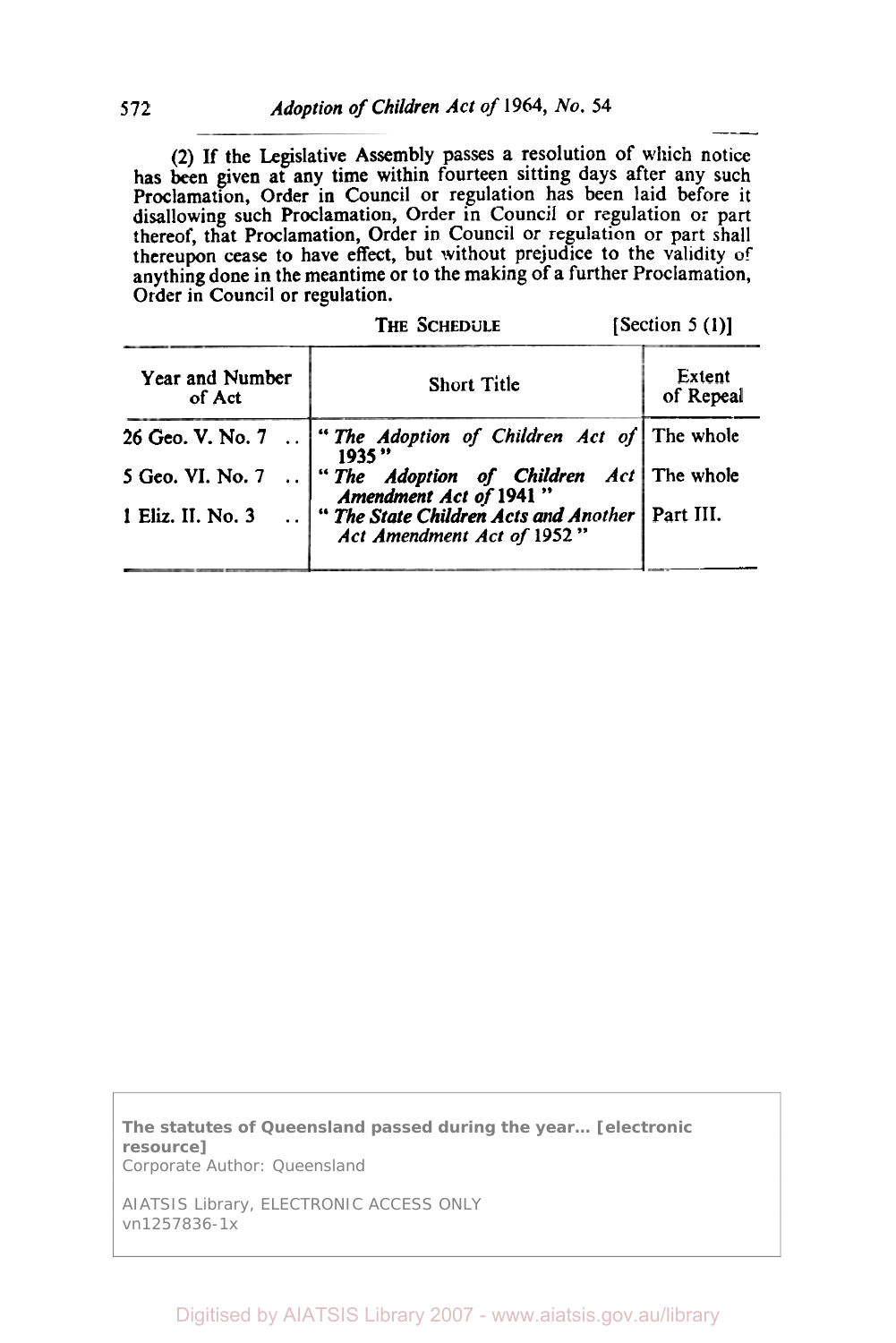(2) If the Legislative Assembly passes a resolution of which notice has been given at any time within fourteen sitting days after any such Proclamation, Order in Council or regulation has been laid before it disallowing such Proclamation, Order in Council or regulation or part thereof, that Proclamation, Order in Council or regulation or part shall thereupon cease to have effect, but without prejudice to the validity of anything done in the meantime or to the making of a further Proclamation, Order in Council or regulation.

## THE SCHEDULE

[Section 5 (1)]

| Year and Number of Act | Short Title | Extent of Repeal |
|---|---|---|
| 26 Geo. V. No. 7 .. | "*The Adoption of Children Act of* 1935" | The whole |
| 5 Geo. VI. No. 7 .. | "*The Adoption of Children Act Amendment Act of* 1941" | The whole |
| 1 Eliz. II. No. 3 .. | "*The State Children Acts and Another Act Amendment Act of* 1952" | Part III. |

**The statutes of Queensland passed during the year... [electronic resource]**
Corporate Author: Queensland

AIATSIS Library, ELECTRONIC ACCESS ONLY
vn1257836-1x

Digitised by AIATSIS Library 2007 - www.aiatsis.gov.au/library